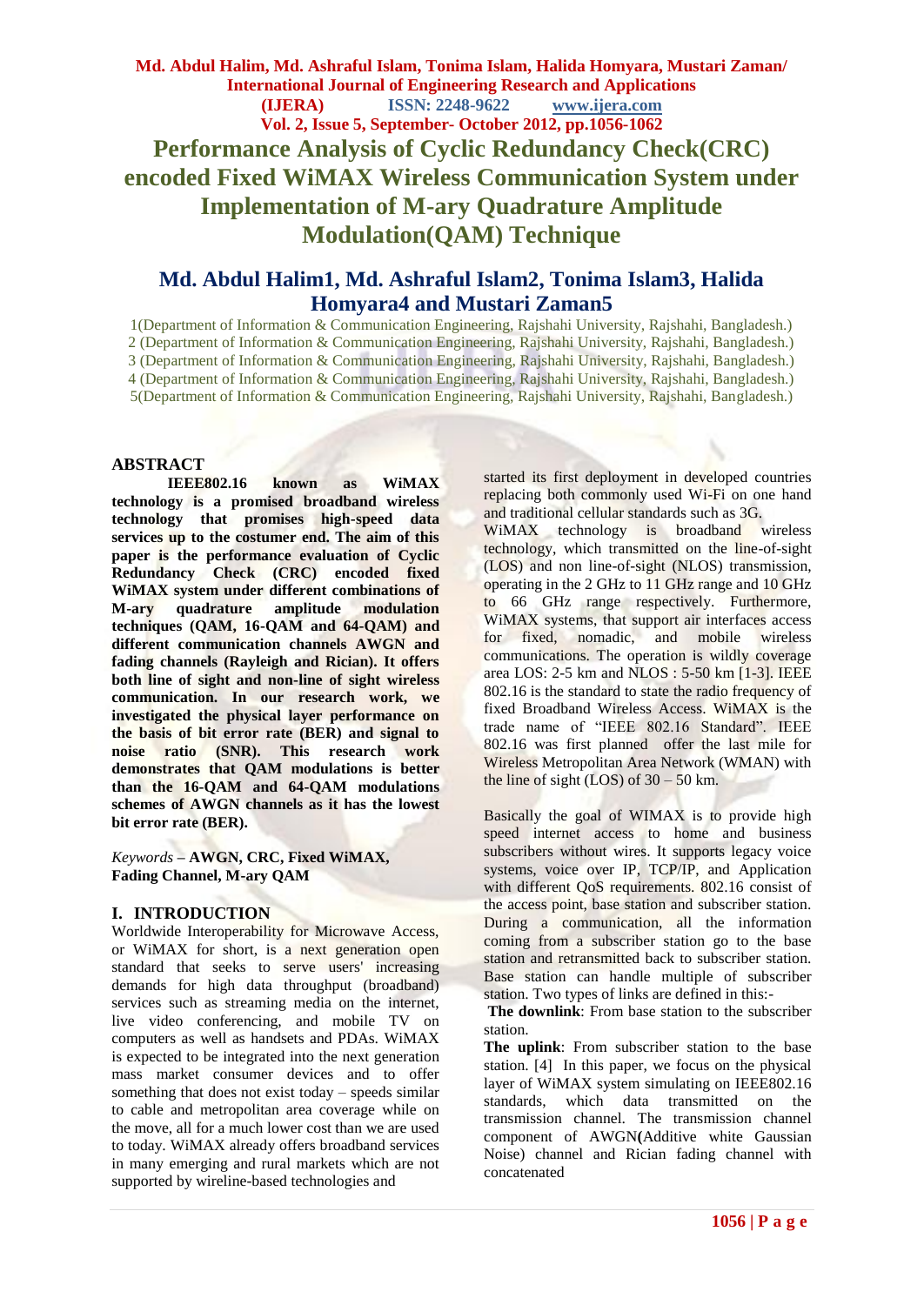# Performance Analysis of Cyclic Redundancy Check(CRC) encoded Fixed WiMAX Wireless Communication System under Implementation of M-ary Quadrature Amplitude Modulation(QAM) Technique

## Md. Abdul Halim1, Md. Ashraful Islam2, Tonima Islam3, Halida Homyara4 and Mustari Zaman5

1(Department of Information & Communication Engineering, Rajshahi University, Rajshahi, Bangladesh.)
2 (Department of Information & Communication Engineering, Rajshahi University, Rajshahi, Bangladesh.)
3 (Department of Information & Communication Engineering, Rajshahi University, Rajshahi, Bangladesh.)
4 (Department of Information & Communication Engineering, Rajshahi University, Rajshahi, Bangladesh.)
5(Department of Information & Communication Engineering, Rajshahi University, Rajshahi, Bangladesh.)

## ABSTRACT

**IEEE802.16 known as WiMAX technology is a promised broadband wireless technology that promises high-speed data services up to the costumer end. The aim of this paper is the performance evaluation of Cyclic Redundancy Check (CRC) encoded fixed WiMAX system under different combinations of M-ary quadrature amplitude modulation techniques (QAM, 16-QAM and 64-QAM) and different communication channels AWGN and fading channels (Rayleigh and Rician). It offers both line of sight and non-line of sight wireless communication. In our research work, we investigated the physical layer performance on the basis of bit error rate (BER) and signal to noise ratio (SNR). This research work demonstrates that QAM modulations is better than the 16-QAM and 64-QAM modulations schemes of AWGN channels as it has the lowest bit error rate (BER).**

*Keywords* – **AWGN, CRC, Fixed WiMAX, Fading Channel, M-ary QAM**

## I. INTRODUCTION

Worldwide Interoperability for Microwave Access, or WiMAX for short, is a next generation open standard that seeks to serve users' increasing demands for high data throughput (broadband) services such as streaming media on the internet, live video conferencing, and mobile TV on computers as well as handsets and PDAs. WiMAX is expected to be integrated into the next generation mass market consumer devices and to offer something that does not exist today – speeds similar to cable and metropolitan area coverage while on the move, all for a much lower cost than we are used to today. WiMAX already offers broadband services in many emerging and rural markets which are not supported by wireline-based technologies and started its first deployment in developed countries replacing both commonly used Wi-Fi on one hand and traditional cellular standards such as 3G.

WiMAX technology is broadband wireless technology, which transmitted on the line-of-sight (LOS) and non line-of-sight (NLOS) transmission, operating in the 2 GHz to 11 GHz range and 10 GHz to 66 GHz range respectively. Furthermore, WiMAX systems, that support air interfaces access for fixed, nomadic, and mobile wireless communications. The operation is wildly coverage area LOS: 2-5 km and NLOS : 5-50 km [1-3]. IEEE 802.16 is the standard to state the radio frequency of fixed Broadband Wireless Access. WiMAX is the trade name of "IEEE 802.16 Standard". IEEE 802.16 was first planned offer the last mile for Wireless Metropolitan Area Network (WMAN) with the line of sight (LOS) of 30 – 50 km.

Basically the goal of WIMAX is to provide high speed internet access to home and business subscribers without wires. It supports legacy voice systems, voice over IP, TCP/IP, and Application with different QoS requirements. 802.16 consist of the access point, base station and subscriber station. During a communication, all the information coming from a subscriber station go to the base station and retransmitted back to subscriber station. Base station can handle multiple of subscriber station. Two types of links are defined in this:-

**The downlink**: From base station to the subscriber station.

**The uplink**: From subscriber station to the base station. [4] In this paper, we focus on the physical layer of WiMAX system simulating on IEEE802.16 standards, which data transmitted on the transmission channel. The transmission channel component of AWGN**(**Additive white Gaussian Noise) channel and Rician fading channel with concatenated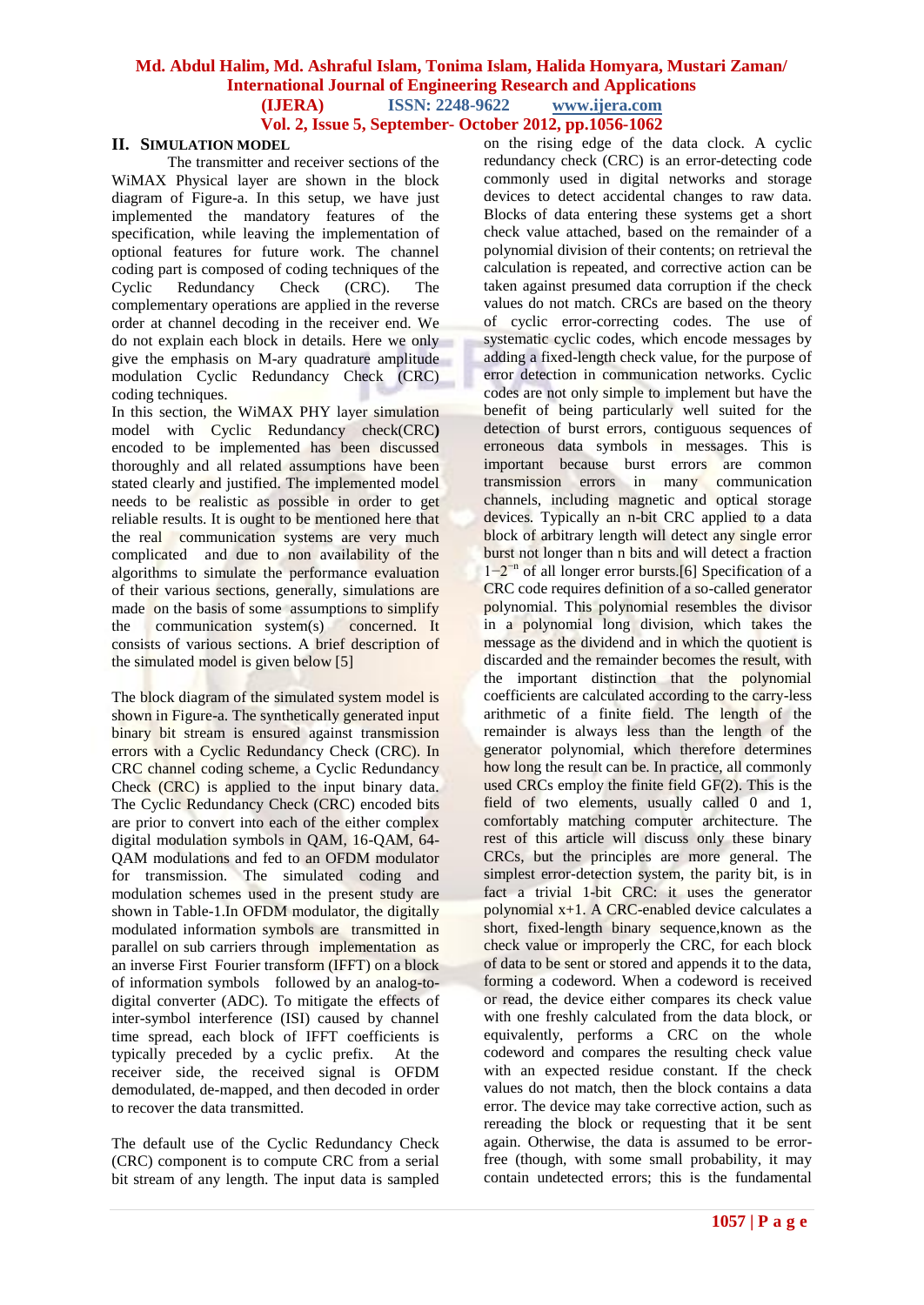## II. Simulation Model

The transmitter and receiver sections of the WiMAX Physical layer are shown in the block diagram of Figure-a. In this setup, we have just implemented the mandatory features of the specification, while leaving the implementation of optional features for future work. The channel coding part is composed of coding techniques of the Cyclic Redundancy Check (CRC). The complementary operations are applied in the reverse order at channel decoding in the receiver end. We do not explain each block in details. Here we only give the emphasis on M-ary quadrature amplitude modulation Cyclic Redundancy Check (CRC) coding techniques.

In this section, the WiMAX PHY layer simulation model with Cyclic Redundancy check(CRC) encoded to be implemented has been discussed thoroughly and all related assumptions have been stated clearly and justified. The implemented model needs to be realistic as possible in order to get reliable results. It is ought to be mentioned here that the real communication systems are very much complicated and due to non availability of the algorithms to simulate the performance evaluation of their various sections, generally, simulations are made on the basis of some assumptions to simplify the communication system(s) concerned. It consists of various sections. A brief description of the simulated model is given below [5]

The block diagram of the simulated system model is shown in Figure-a. The synthetically generated input binary bit stream is ensured against transmission errors with a Cyclic Redundancy Check (CRC). In CRC channel coding scheme, a Cyclic Redundancy Check (CRC) is applied to the input binary data. The Cyclic Redundancy Check (CRC) encoded bits are prior to convert into each of the either complex digital modulation symbols in QAM, 16-QAM, 64-QAM modulations and fed to an OFDM modulator for transmission. The simulated coding and modulation schemes used in the present study are shown in Table-1.In OFDM modulator, the digitally modulated information symbols are transmitted in parallel on sub carriers through implementation as an inverse First Fourier transform (IFFT) on a block of information symbols followed by an analog-to-digital converter (ADC). To mitigate the effects of inter-symbol interference (ISI) caused by channel time spread, each block of IFFT coefficients is typically preceded by a cyclic prefix. At the receiver side, the received signal is OFDM demodulated, de-mapped, and then decoded in order to recover the data transmitted.

The default use of the Cyclic Redundancy Check (CRC) component is to compute CRC from a serial bit stream of any length. The input data is sampled on the rising edge of the data clock. A cyclic redundancy check (CRC) is an error-detecting code commonly used in digital networks and storage devices to detect accidental changes to raw data. Blocks of data entering these systems get a short check value attached, based on the remainder of a polynomial division of their contents; on retrieval the calculation is repeated, and corrective action can be taken against presumed data corruption if the check values do not match. CRCs are based on the theory of cyclic error-correcting codes. The use of systematic cyclic codes, which encode messages by adding a fixed-length check value, for the purpose of error detection in communication networks. Cyclic codes are not only simple to implement but have the benefit of being particularly well suited for the detection of burst errors, contiguous sequences of erroneous data symbols in messages. This is important because burst errors are common transmission errors in many communication channels, including magnetic and optical storage devices. Typically an n-bit CRC applied to a data block of arbitrary length will detect any single error burst not longer than n bits and will detect a fraction $1-2^{-n}$ of all longer error bursts.[6] Specification of a CRC code requires definition of a so-called generator polynomial. This polynomial resembles the divisor in a polynomial long division, which takes the message as the dividend and in which the quotient is discarded and the remainder becomes the result, with the important distinction that the polynomial coefficients are calculated according to the carry-less arithmetic of a finite field. The length of the remainder is always less than the length of the generator polynomial, which therefore determines how long the result can be. In practice, all commonly used CRCs employ the finite field GF(2). This is the field of two elements, usually called 0 and 1, comfortably matching computer architecture. The rest of this article will discuss only these binary CRCs, but the principles are more general. The simplest error-detection system, the parity bit, is in fact a trivial 1-bit CRC: it uses the generator polynomial $x+1$. A CRC-enabled device calculates a short, fixed-length binary sequence,known as the check value or improperly the CRC, for each block of data to be sent or stored and appends it to the data, forming a codeword. When a codeword is received or read, the device either compares its check value with one freshly calculated from the data block, or equivalently, performs a CRC on the whole codeword and compares the resulting check value with an expected residue constant. If the check values do not match, then the block contains a data error. The device may take corrective action, such as rereading the block or requesting that it be sent again. Otherwise, the data is assumed to be error-free (though, with some small probability, it may contain undetected errors; this is the fundamental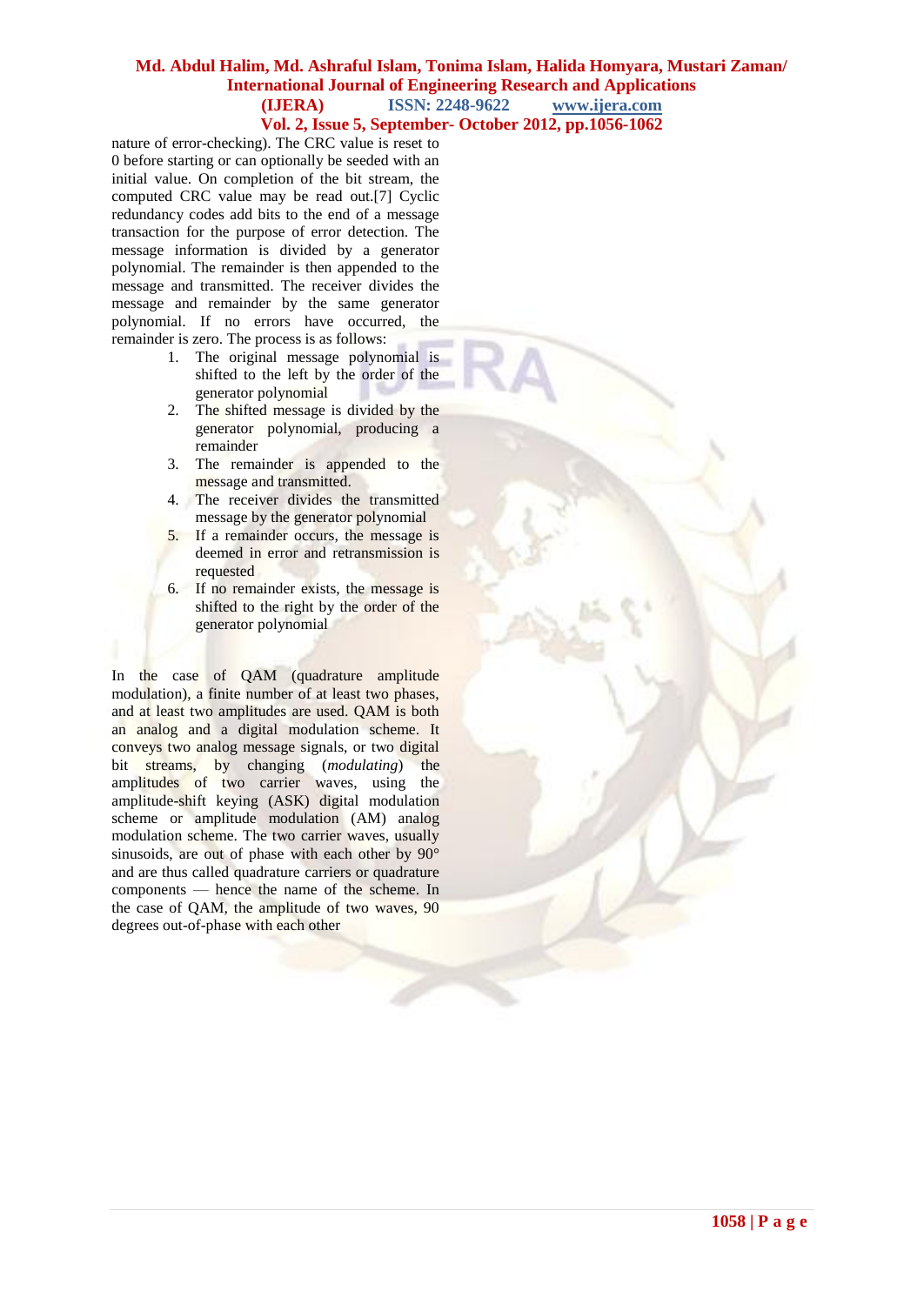nature of error-checking). The CRC value is reset to 0 before starting or can optionally be seeded with an initial value. On completion of the bit stream, the computed CRC value may be read out.[7] Cyclic redundancy codes add bits to the end of a message transaction for the purpose of error detection. The message information is divided by a generator polynomial. The remainder is then appended to the message and transmitted. The receiver divides the message and remainder by the same generator polynomial. If no errors have occurred, the remainder is zero. The process is as follows:

1. The original message polynomial is shifted to the left by the order of the generator polynomial
2. The shifted message is divided by the generator polynomial, producing a remainder
3. The remainder is appended to the message and transmitted.
4. The receiver divides the transmitted message by the generator polynomial
5. If a remainder occurs, the message is deemed in error and retransmission is requested
6. If no remainder exists, the message is shifted to the right by the order of the generator polynomial

In the case of QAM (quadrature amplitude modulation), a finite number of at least two phases, and at least two amplitudes are used. QAM is both an analog and a digital modulation scheme. It conveys two analog message signals, or two digital bit streams, by changing (*modulating*) the amplitudes of two carrier waves, using the amplitude-shift keying (ASK) digital modulation scheme or amplitude modulation (AM) analog modulation scheme. The two carrier waves, usually sinusoids, are out of phase with each other by 90° and are thus called quadrature carriers or quadrature components — hence the name of the scheme. In the case of QAM, the amplitude of two waves, 90 degrees out-of-phase with each other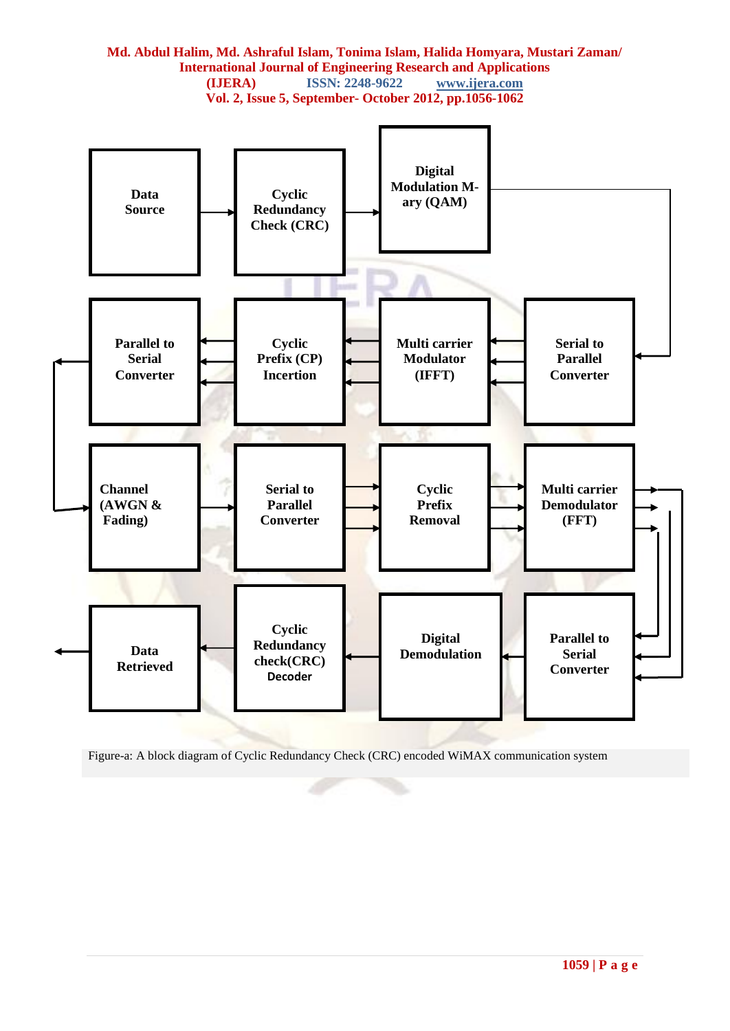Data Source

Cyclic Redundancy Check (CRC)

Digital Modulation M-ary (QAM)

Parallel to Serial Converter

Cyclic Prefix (CP) Incertion

Multi carrier Modulator (IFFT)

Serial to Parallel Converter

Channel (AWGN & Fading)

Serial to Parallel Converter

Cyclic Prefix Removal

Multi carrier Demodulator (FFT)

Data Retrieved

Cyclic Redundancy check(CRC) Decoder

Digital Demodulation

Parallel to Serial Converter

Figure-a: A block diagram of Cyclic Redundancy Check (CRC) encoded WiMAX communication system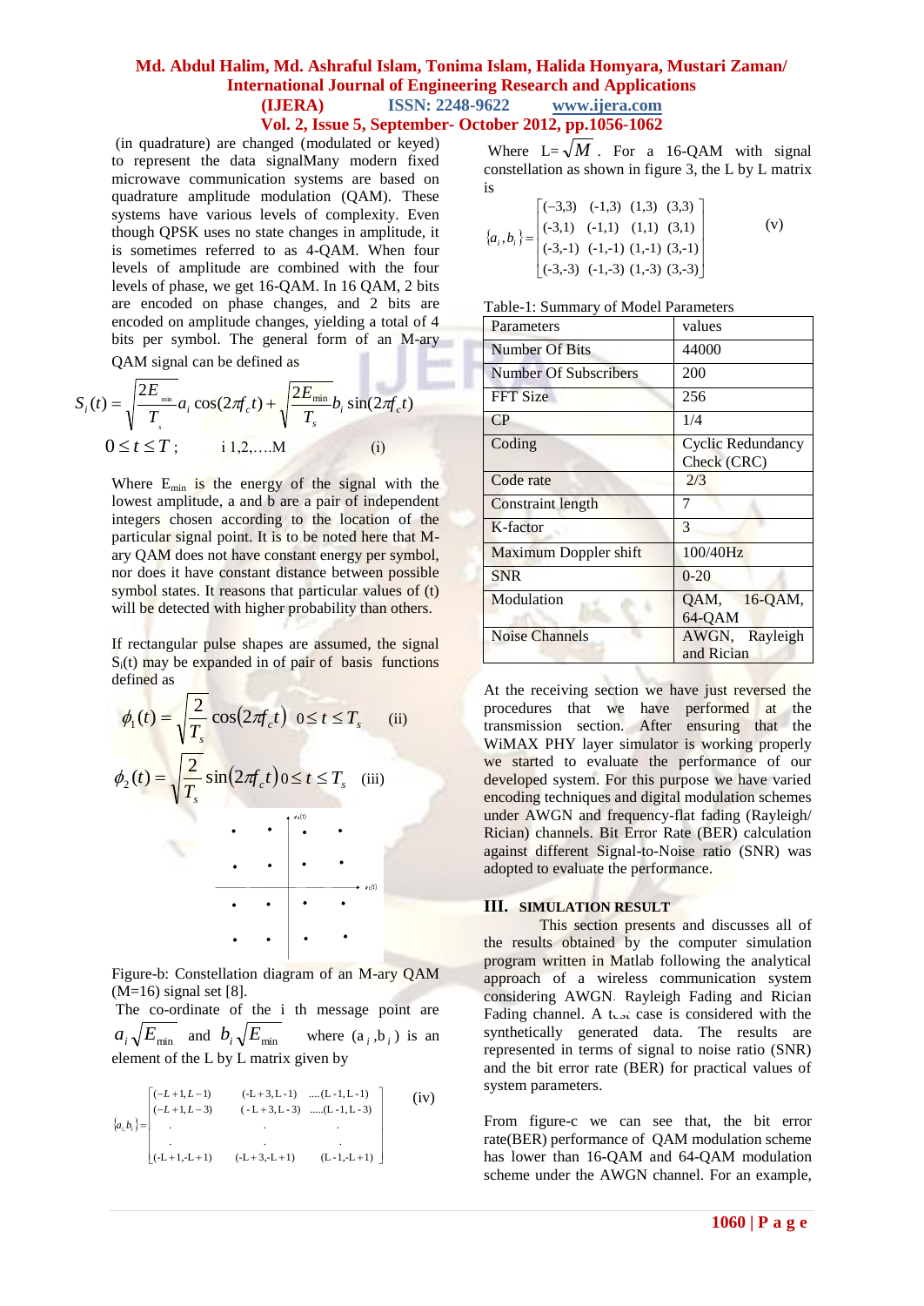(in quadrature) are changed (modulated or keyed) to represent the data signalMany modern fixed microwave communication systems are based on quadrature amplitude modulation (QAM). These systems have various levels of complexity. Even though QPSK uses no state changes in amplitude, it is sometimes referred to as 4-QAM. When four levels of amplitude are combined with the four levels of phase, we get 16-QAM. In 16 QAM, 2 bits are encoded on phase changes, and 2 bits are encoded on amplitude changes, yielding a total of 4 bits per symbol. The general form of an M-ary QAM signal can be defined as

$$S_i(t) = \sqrt{\frac{2E_{\min}}{T_s}} a_i \cos(2\pi f_c t) + \sqrt{\frac{2E_{\min}}{T_s}} b_i \sin(2\pi f_c t)$$
$$0 \le t \le T; \qquad \text{i } 1,2,\ldots.M \qquad \text{(i)}$$

Where $E_{\min}$ is the energy of the signal with the lowest amplitude, a and b are a pair of independent integers chosen according to the location of the particular signal point. It is to be noted here that M-ary QAM does not have constant energy per symbol, nor does it have constant distance between possible symbol states. It reasons that particular values of (t) will be detected with higher probability than others.

If rectangular pulse shapes are assumed, the signal $S_i(t)$ may be expanded in of pair of basis functions defined as

$$\phi_1(t) = \sqrt{\frac{2}{T_s}} \cos(2\pi f_c t) \quad 0 \le t \le T_s \qquad \text{(ii)}$$

$$\phi_2(t) = \sqrt{\frac{2}{T_s}} \sin(2\pi f_c t) \quad 0 \le t \le T_s \qquad \text{(iii)}$$

Figure-b: Constellation diagram of an M-ary QAM (M=16) signal set [8].

The co-ordinate of the i th message point are $a_i\sqrt{E_{\min}}$ and $b_i\sqrt{E_{\min}}$ where $(a_i, b_i)$ is an element of the L by L matrix given by

$$\{a_i, b_i\} = \begin{bmatrix} (-L+1, L-1) & (-L+3, L-1) & \ldots(L-1, L-1) \\ (-L+1, L-3) & (-L+3, L-3) & \ldots(L-1, L-3) \\ . & . & . \\ . & . & . \\ (-L+1, -L+1) & (-L+3, -L+1) & (L-1, -L+1) \end{bmatrix} \qquad \text{(iv)}$$

Where $L=\sqrt{M}$. For a 16-QAM with signal constellation as shown in figure 3, the L by L matrix is

$$\{a_i, b_i\} = \begin{bmatrix} (-3,3) & (-1,3) & (1,3) & (3,3) \\ (-3,1) & (-1,1) & (1,1) & (3,1) \\ (-3,-1) & (-1,-1) & (1,-1) & (3,-1) \\ (-3,-3) & (-1,-3) & (1,-3) & (3,-3) \end{bmatrix} \qquad \text{(v)}$$

Table-1: Summary of Model Parameters

| Parameters | values |
|---|---|
| Number Of Bits | 44000 |
| Number Of Subscribers | 200 |
| FFT Size | 256 |
| CP | 1/4 |
| Coding | Cyclic Redundancy Check (CRC) |
| Code rate | 2/3 |
| Constraint length | 7 |
| K-factor | 3 |
| Maximum Doppler shift | 100/40Hz |
| SNR | 0-20 |
| Modulation | QAM, 16-QAM, 64-QAM |
| Noise Channels | AWGN, Rayleigh and Rician |

At the receiving section we have just reversed the procedures that we have performed at the transmission section. After ensuring that the WiMAX PHY layer simulator is working properly we started to evaluate the performance of our developed system. For this purpose we have varied encoding techniques and digital modulation schemes under AWGN and frequency-flat fading (Rayleigh/ Rician) channels. Bit Error Rate (BER) calculation against different Signal-to-Noise ratio (SNR) was adopted to evaluate the performance.

## III. SIMULATION RESULT

This section presents and discusses all of the results obtained by the computer simulation program written in Matlab following the analytical approach of a wireless communication system considering AWGN, Rayleigh Fading and Rician Fading channel. A test case is considered with the synthetically generated data. The results are represented in terms of signal to noise ratio (SNR) and the bit error rate (BER) for practical values of system parameters.

From figure-c we can see that, the bit error rate(BER) performance of QAM modulation scheme has lower than 16-QAM and 64-QAM modulation scheme under the AWGN channel. For an example,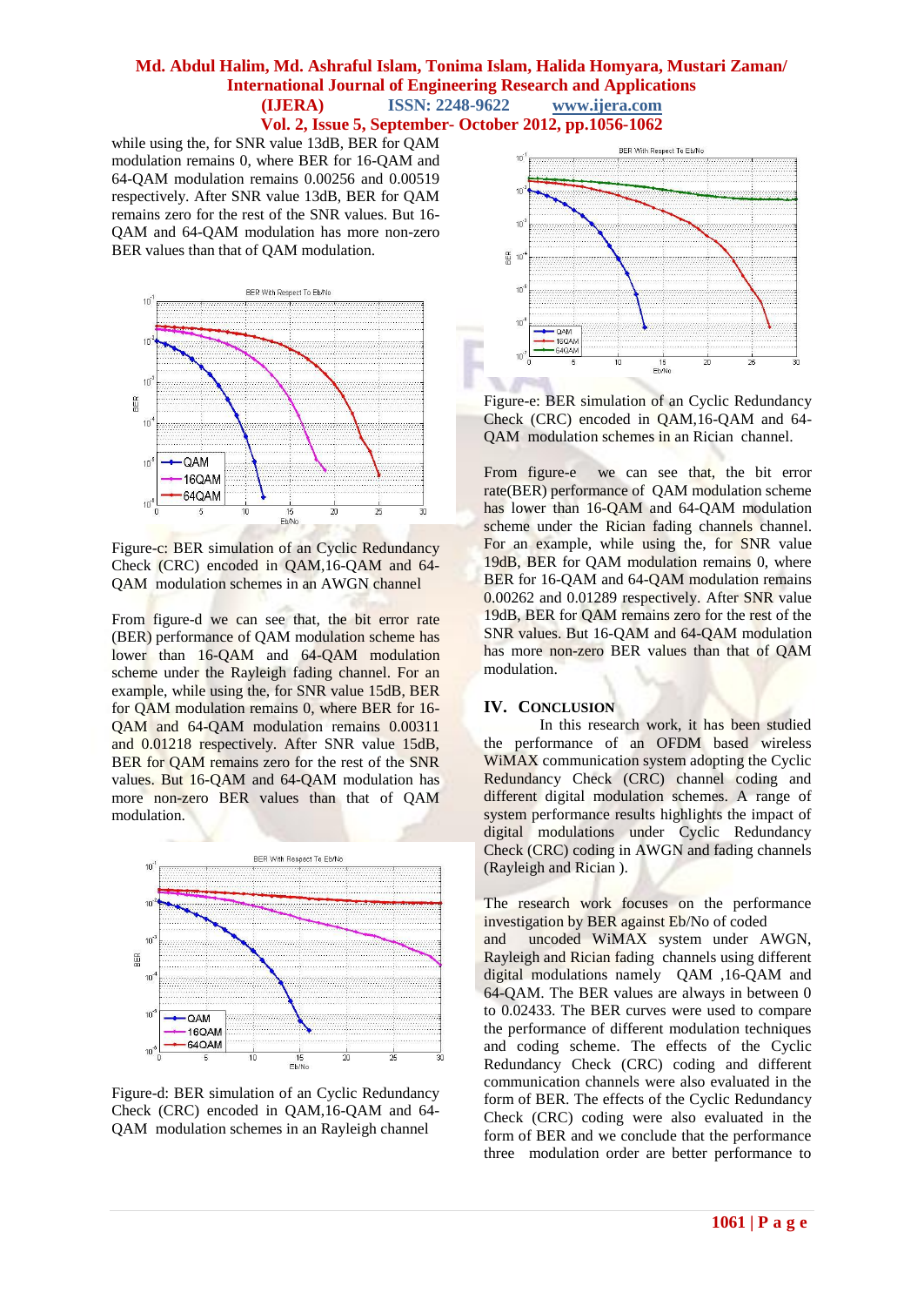while using the, for SNR value 13dB, BER for QAM modulation remains 0, where BER for 16-QAM and 64-QAM modulation remains 0.00256 and 0.00519 respectively. After SNR value 13dB, BER for QAM remains zero for the rest of the SNR values. But 16-QAM and 64-QAM modulation has more non-zero BER values than that of QAM modulation.

Figure-c: BER simulation of an Cyclic Redundancy Check (CRC) encoded in QAM,16-QAM and 64-QAM modulation schemes in an AWGN channel

From figure-d we can see that, the bit error rate (BER) performance of QAM modulation scheme has lower than 16-QAM and 64-QAM modulation scheme under the Rayleigh fading channel. For an example, while using the, for SNR value 15dB, BER for QAM modulation remains 0, where BER for 16-QAM and 64-QAM modulation remains 0.00311 and 0.01218 respectively. After SNR value 15dB, BER for QAM remains zero for the rest of the SNR values. But 16-QAM and 64-QAM modulation has more non-zero BER values than that of QAM modulation.

Figure-d: BER simulation of an Cyclic Redundancy Check (CRC) encoded in QAM,16-QAM and 64-QAM modulation schemes in an Rayleigh channel

Figure-e: BER simulation of an Cyclic Redundancy Check (CRC) encoded in QAM,16-QAM and 64-QAM modulation schemes in an Rician channel.

From figure-e we can see that, the bit error rate(BER) performance of QAM modulation scheme has lower than 16-QAM and 64-QAM modulation scheme under the Rician fading channels channel. For an example, while using the, for SNR value 19dB, BER for QAM modulation remains 0, where BER for 16-QAM and 64-QAM modulation remains 0.00262 and 0.01289 respectively. After SNR value 19dB, BER for QAM remains zero for the rest of the SNR values. But 16-QAM and 64-QAM modulation has more non-zero BER values than that of QAM modulation.

## IV. Conclusion

In this research work, it has been studied the performance of an OFDM based wireless WiMAX communication system adopting the Cyclic Redundancy Check (CRC) channel coding and different digital modulation schemes. A range of system performance results highlights the impact of digital modulations under Cyclic Redundancy Check (CRC) coding in AWGN and fading channels (Rayleigh and Rician ).

The research work focuses on the performance investigation by BER against Eb/No of coded and uncoded WiMAX system under AWGN, Rayleigh and Rician fading channels using different digital modulations namely QAM ,16-QAM and 64-QAM. The BER values are always in between 0 to 0.02433. The BER curves were used to compare the performance of different modulation techniques and coding scheme. The effects of the Cyclic Redundancy Check (CRC) coding and different communication channels were also evaluated in the form of BER. The effects of the Cyclic Redundancy Check (CRC) coding were also evaluated in the form of BER and we conclude that the performance three modulation order are better performance to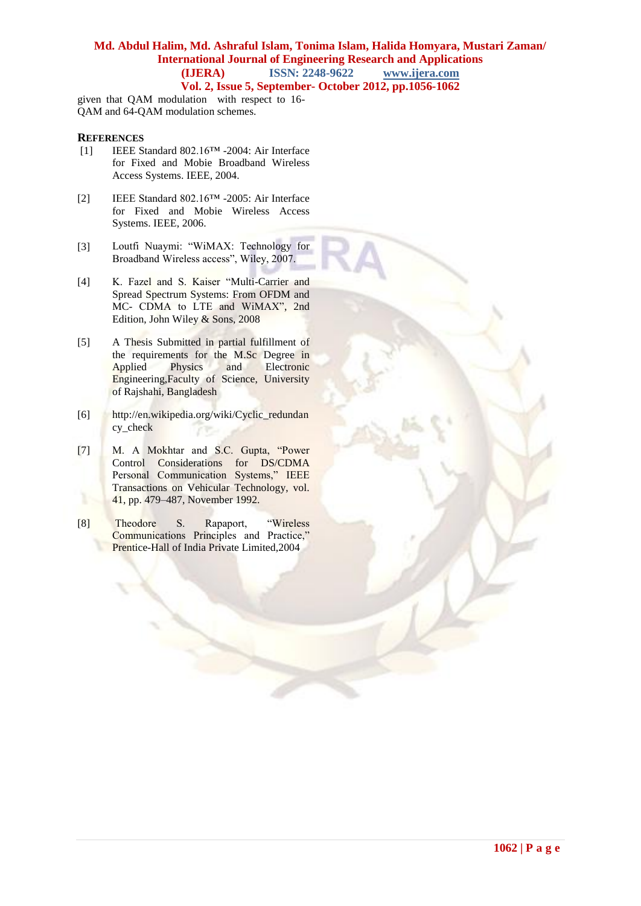given that QAM modulation with respect to 16-QAM and 64-QAM modulation schemes.

## References

[1] IEEE Standard 802.16™ -2004: Air Interface for Fixed and Mobie Broadband Wireless Access Systems. IEEE, 2004.

[2] IEEE Standard 802.16™ -2005: Air Interface for Fixed and Mobie Wireless Access Systems. IEEE, 2006.

[3] Loutfi Nuaymi: "WiMAX: Technology for Broadband Wireless access", Wiley, 2007.

[4] K. Fazel and S. Kaiser "Multi-Carrier and Spread Spectrum Systems: From OFDM and MC- CDMA to LTE and WiMAX", 2nd Edition, John Wiley & Sons, 2008

[5] A Thesis Submitted in partial fulfillment of the requirements for the M.Sc Degree in Applied Physics and Electronic Engineering,Faculty of Science, University of Rajshahi, Bangladesh

[6] http://en.wikipedia.org/wiki/Cyclic_redundancy_check

[7] M. A Mokhtar and S.C. Gupta, "Power Control Considerations for DS/CDMA Personal Communication Systems," IEEE Transactions on Vehicular Technology, vol. 41, pp. 479–487, November 1992.

[8] Theodore S. Rapaport, "Wireless Communications Principles and Practice," Prentice-Hall of India Private Limited,2004